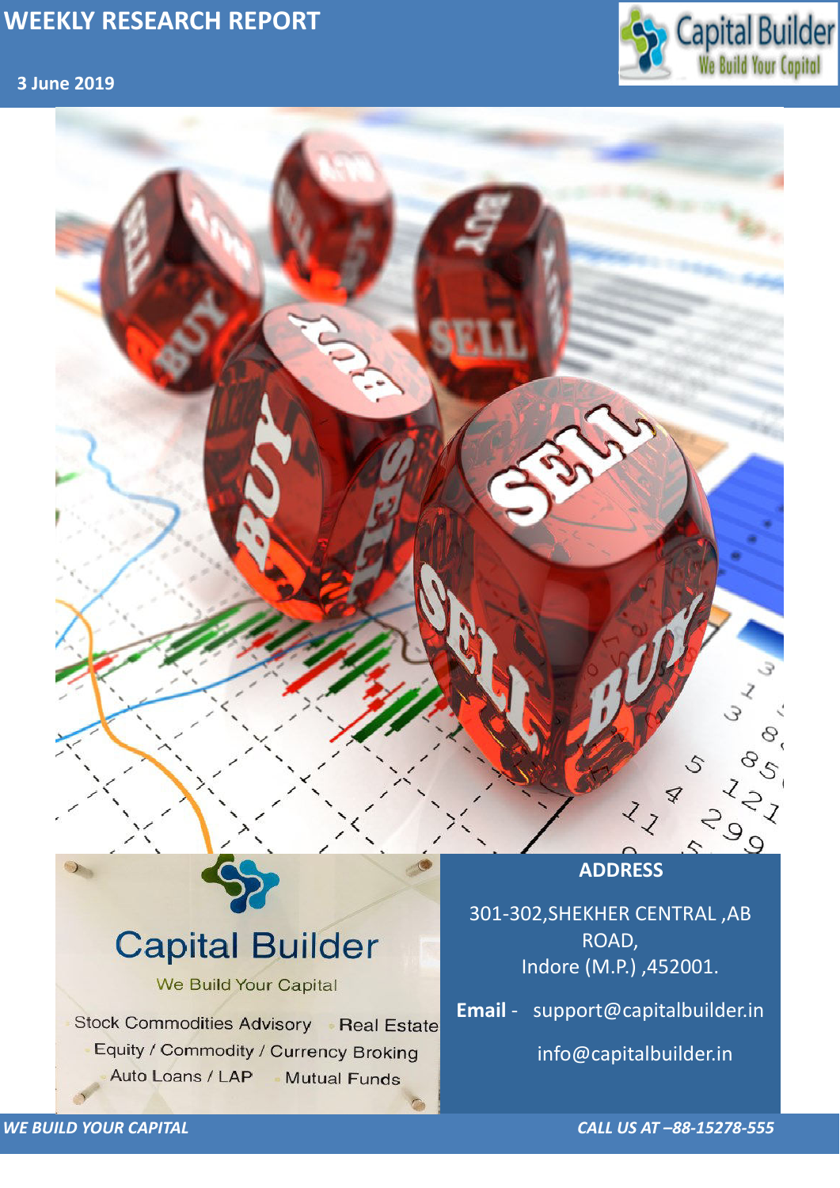# WEEKLY RESEARCH REPORT

**3 June 2019**

Capital Builder
We Build Your Capital

Stock Commodities Advisory · Real Estate
Equity / Commodity / Currency Broking
Auto Loans / LAP · Mutual Funds

**ADDRESS**

301-302,SHEKHER CENTRAL ,AB ROAD,
Indore (M.P.) ,452001.

**Email** - support@capitalbuilder.in
info@capitalbuilder.in

***WE BUILD YOUR CAPITAL***

***CALL US AT –88-15278-555***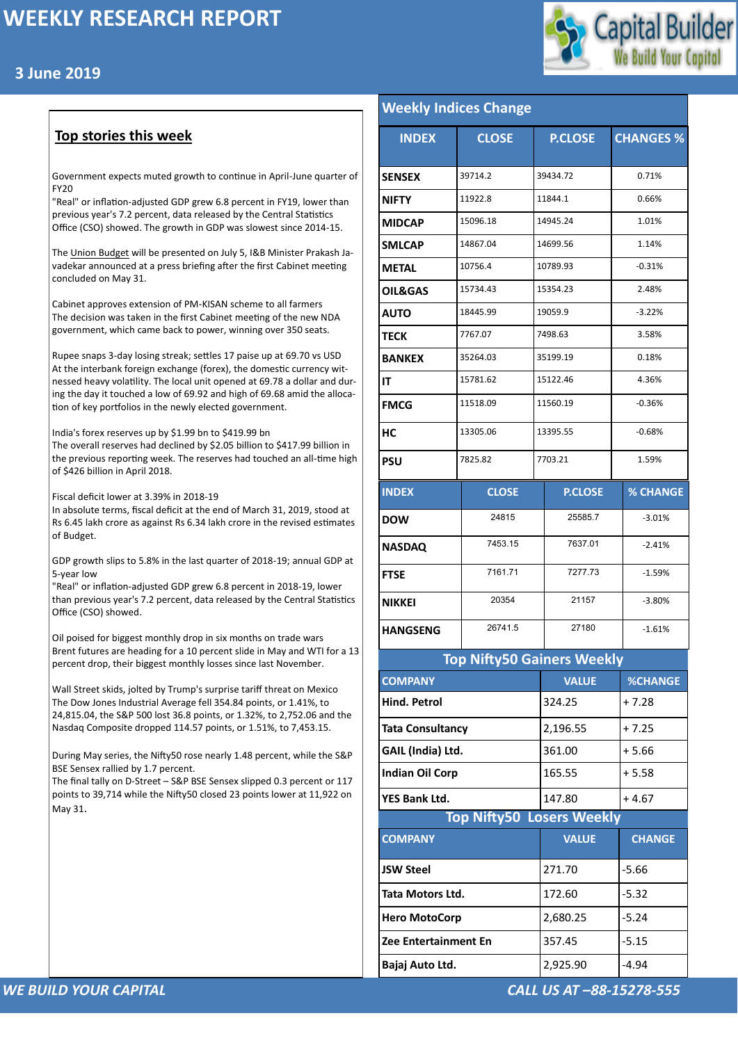# WEEKLY RESEARCH REPORT

## 3 June 2019

## Top stories this week

Government expects muted growth to continue in April-June quarter of FY20
"Real" or inflation-adjusted GDP grew 6.8 percent in FY19, lower than previous year's 7.2 percent, data released by the Central Statistics Office (CSO) showed. The growth in GDP was slowest since 2014-15.

The Union Budget will be presented on July 5, I&B Minister Prakash Javadekar announced at a press briefing after the first Cabinet meeting concluded on May 31.

Cabinet approves extension of PM-KISAN scheme to all farmers
The decision was taken in the first Cabinet meeting of the new NDA government, which came back to power, winning over 350 seats.

Rupee snaps 3-day losing streak; settles 17 paise up at 69.70 vs USD
At the interbank foreign exchange (forex), the domestic currency witnessed heavy volatility. The local unit opened at 69.78 a dollar and during the day it touched a low of 69.92 and high of 69.68 amid the allocation of key portfolios in the newly elected government.

India's forex reserves up by $1.99 bn to $419.99 bn
The overall reserves had declined by $2.05 billion to $417.99 billion in the previous reporting week. The reserves had touched an all-time high of $426 billion in April 2018.

Fiscal deficit lower at 3.39% in 2018-19
In absolute terms, fiscal deficit at the end of March 31, 2019, stood at Rs 6.45 lakh crore as against Rs 6.34 lakh crore in the revised estimates of Budget.

GDP growth slips to 5.8% in the last quarter of 2018-19; annual GDP at 5-year low
"Real" or inflation-adjusted GDP grew 6.8 percent in 2018-19, lower than previous year's 7.2 percent, data released by the Central Statistics Office (CSO) showed.

Oil poised for biggest monthly drop in six months on trade wars
Brent futures are heading for a 10 percent slide in May and WTI for a 13 percent drop, their biggest monthly losses since last November.

Wall Street skids, jolted by Trump's surprise tariff threat on Mexico
The Dow Jones Industrial Average fell 354.84 points, or 1.41%, to 24,815.04, the S&P 500 lost 36.8 points, or 1.32%, to 2,752.06 and the Nasdaq Composite dropped 114.57 points, or 1.51%, to 7,453.15.

During May series, the Nifty50 rose nearly 1.48 percent, while the S&P BSE Sensex rallied by 1.7 percent.
The final tally on D-Street – S&P BSE Sensex slipped 0.3 percent or 117 points to 39,714 while the Nifty50 closed 23 points lower at 11,922 on May 31.

## Weekly Indices Change

| INDEX | CLOSE | P.CLOSE | CHANGES % |
|---|---|---|---|
| SENSEX | 39714.2 | 39434.72 | 0.71% |
| NIFTY | 11922.8 | 11844.1 | 0.66% |
| MIDCAP | 15096.18 | 14945.24 | 1.01% |
| SMLCAP | 14867.04 | 14699.56 | 1.14% |
| METAL | 10756.4 | 10789.93 | -0.31% |
| OIL&GAS | 15734.43 | 15354.23 | 2.48% |
| AUTO | 18445.99 | 19059.9 | -3.22% |
| TECK | 7767.07 | 7498.63 | 3.58% |
| BANKEX | 35264.03 | 35199.19 | 0.18% |
| IT | 15781.62 | 15122.46 | 4.36% |
| FMCG | 11518.09 | 11560.19 | -0.36% |
| HC | 13305.06 | 13395.55 | -0.68% |
| PSU | 7825.82 | 7703.21 | 1.59% |

| INDEX | CLOSE | P.CLOSE | % CHANGE |
|---|---|---|---|
| DOW | 24815 | 25585.7 | -3.01% |
| NASDAQ | 7453.15 | 7637.01 | -2.41% |
| FTSE | 7161.71 | 7277.73 | -1.59% |
| NIKKEI | 20354 | 21157 | -3.80% |
| HANGSENG | 26741.5 | 27180 | -1.61% |

## Top Nifty50 Gainers Weekly

| COMPANY | VALUE | %CHANGE |
|---|---|---|
| Hind. Petrol | 324.25 | + 7.28 |
| Tata Consultancy | 2,196.55 | + 7.25 |
| GAIL (India) Ltd. | 361.00 | + 5.66 |
| Indian Oil Corp | 165.55 | + 5.58 |
| YES Bank Ltd. | 147.80 | + 4.67 |

## Top Nifty50 Losers Weekly

| COMPANY | VALUE | CHANGE |
|---|---|---|
| JSW Steel | 271.70 | -5.66 |
| Tata Motors Ltd. | 172.60 | -5.32 |
| Hero MotoCorp | 2,680.25 | -5.24 |
| Zee Entertainment En | 357.45 | -5.15 |
| Bajaj Auto Ltd. | 2,925.90 | -4.94 |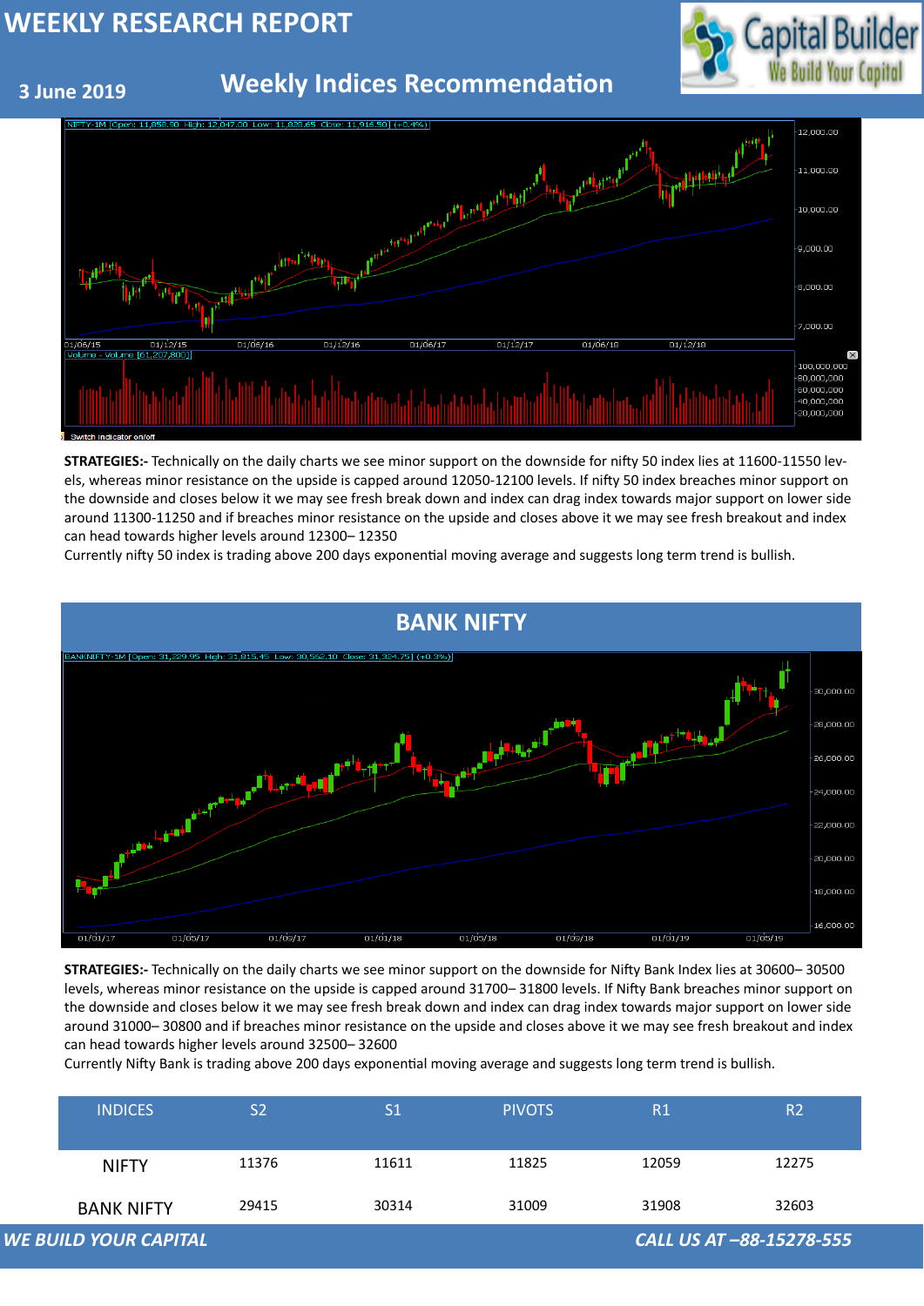# WEEKLY RESEARCH REPORT

**3 June 2019**

## Weekly Indices Recommendation

**STRATEGIES:-** Technically on the daily charts we see minor support on the downside for nifty 50 index lies at 11600-11550 levels, whereas minor resistance on the upside is capped around 12050-12100 levels. If nifty 50 index breaches minor support on the downside and closes below it we may see fresh break down and index can drag index towards major support on lower side around 11300-11250 and if breaches minor resistance on the upside and closes above it we may see fresh breakout and index can head towards higher levels around 12300– 12350

Currently nifty 50 index is trading above 200 days exponential moving average and suggests long term trend is bullish.

## BANK NIFTY

**STRATEGIES:-** Technically on the daily charts we see minor support on the downside for Nifty Bank Index lies at 30600– 30500 levels, whereas minor resistance on the upside is capped around 31700– 31800 levels. If Nifty Bank breaches minor support on the downside and closes below it we may see fresh break down and index can drag index towards major support on lower side around 31000– 30800 and if breaches minor resistance on the upside and closes above it we may see fresh breakout and index can head towards higher levels around 32500– 32600

Currently Nifty Bank is trading above 200 days exponential moving average and suggests long term trend is bullish.

| INDICES | S2 | S1 | PIVOTS | R1 | R2 |
|---|---|---|---|---|---|
| NIFTY | 11376 | 11611 | 11825 | 12059 | 12275 |
| BANK NIFTY | 29415 | 30314 | 31009 | 31908 | 32603 |

*WE BUILD YOUR CAPITAL* *CALL US AT –88-15278-555*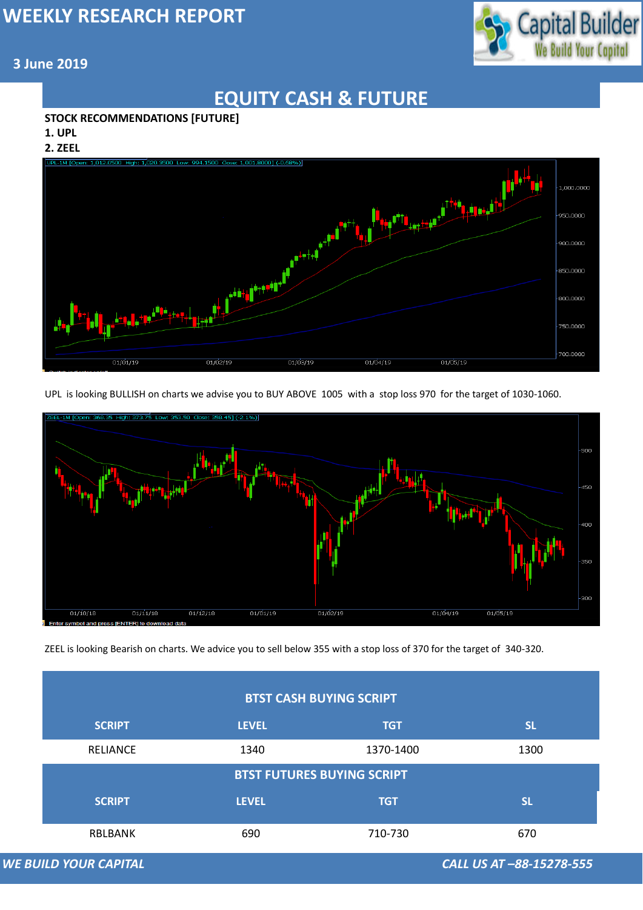# WEEKLY RESEARCH REPORT

**3 June 2019**

## EQUITY CASH & FUTURE

**STOCK RECOMMENDATIONS [FUTURE]**

**1. UPL**

**2. ZEEL**

UPL is looking BULLISH on charts we advise you to BUY ABOVE 1005 with a stop loss 970 for the target of 1030-1060.

ZEEL is looking Bearish on charts. We advice you to sell below 355 with a stop loss of 370 for the target of 340-320.

| BTST CASH BUYING SCRIPT | | | |
|---|---|---|---|
| **SCRIPT** | **LEVEL** | **TGT** | **SL** |
| RELIANCE | 1340 | 1370-1400 | 1300 |

| BTST FUTURES BUYING SCRIPT | | | |
|---|---|---|---|
| **SCRIPT** | **LEVEL** | **TGT** | **SL** |
| RBLBANK | 690 | 710-730 | 670 |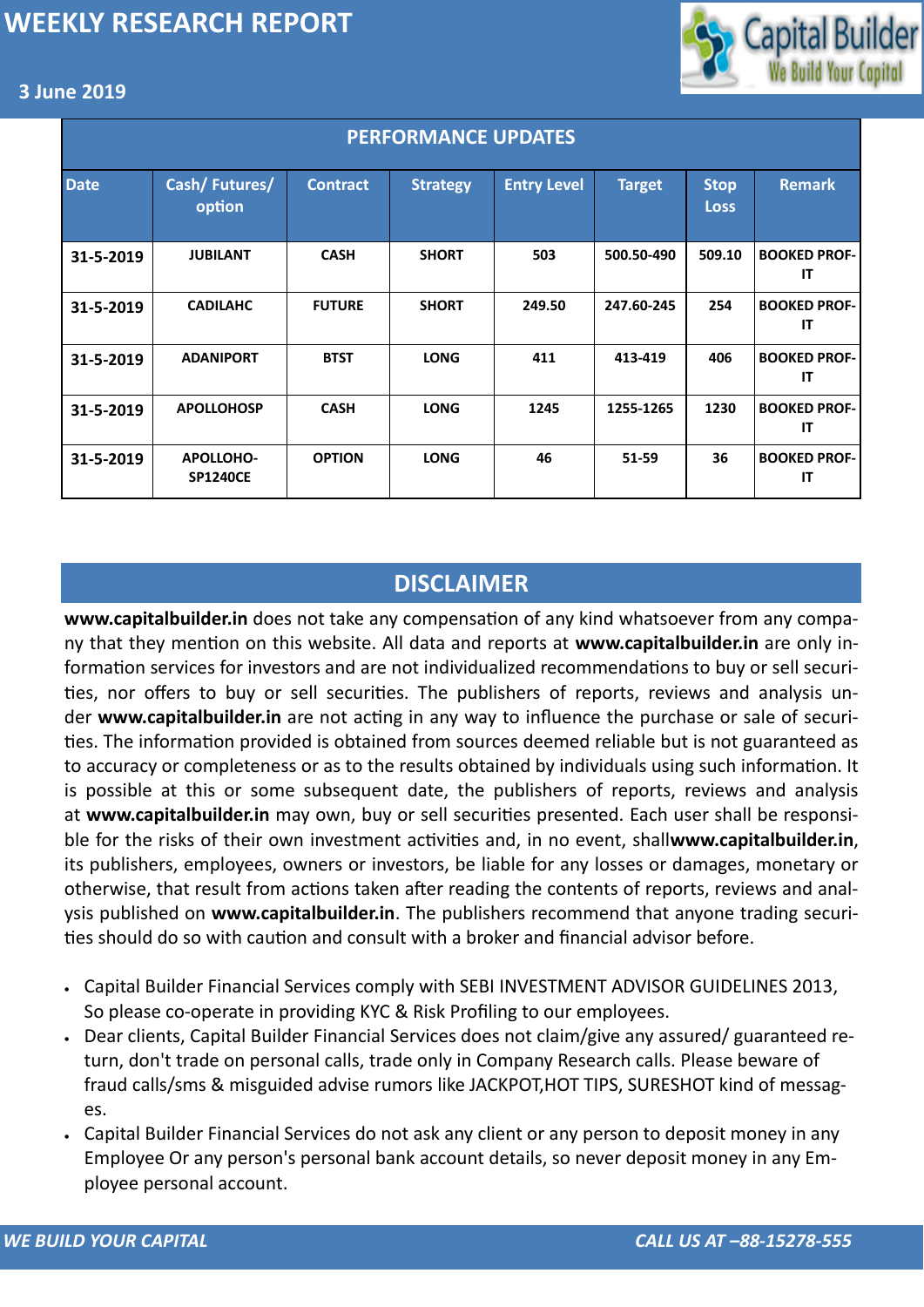# WEEKLY RESEARCH REPORT

**3 June 2019**

## PERFORMANCE UPDATES

| Date | Cash/ Futures/ option | Contract | Strategy | Entry Level | Target | Stop Loss | Remark |
|---|---|---|---|---|---|---|---|
| 31-5-2019 | JUBILANT | CASH | SHORT | 503 | 500.50-490 | 509.10 | BOOKED PROFIT |
| 31-5-2019 | CADILAHC | FUTURE | SHORT | 249.50 | 247.60-245 | 254 | BOOKED PROFIT |
| 31-5-2019 | ADANIPORT | BTST | LONG | 411 | 413-419 | 406 | BOOKED PROFIT |
| 31-5-2019 | APOLLOHOSP | CASH | LONG | 1245 | 1255-1265 | 1230 | BOOKED PROFIT |
| 31-5-2019 | APOLLOHOSP1240CE | OPTION | LONG | 46 | 51-59 | 36 | BOOKED PROFIT |

## DISCLAIMER

**www.capitalbuilder.in** does not take any compensation of any kind whatsoever from any company that they mention on this website. All data and reports at **www.capitalbuilder.in** are only information services for investors and are not individualized recommendations to buy or sell securities, nor offers to buy or sell securities. The publishers of reports, reviews and analysis under **www.capitalbuilder.in** are not acting in any way to influence the purchase or sale of securities. The information provided is obtained from sources deemed reliable but is not guaranteed as to accuracy or completeness or as to the results obtained by individuals using such information. It is possible at this or some subsequent date, the publishers of reports, reviews and analysis at **www.capitalbuilder.in** may own, buy or sell securities presented. Each user shall be responsible for the risks of their own investment activities and, in no event, shall**www.capitalbuilder.in**, its publishers, employees, owners or investors, be liable for any losses or damages, monetary or otherwise, that result from actions taken after reading the contents of reports, reviews and analysis published on **www.capitalbuilder.in**. The publishers recommend that anyone trading securities should do so with caution and consult with a broker and financial advisor before.

- Capital Builder Financial Services comply with SEBI INVESTMENT ADVISOR GUIDELINES 2013, So please co-operate in providing KYC & Risk Profiling to our employees.
- Dear clients, Capital Builder Financial Services does not claim/give any assured/ guaranteed return, don't trade on personal calls, trade only in Company Research calls. Please beware of fraud calls/sms & misguided advise rumors like JACKPOT,HOT TIPS, SURESHOT kind of messages.
- Capital Builder Financial Services do not ask any client or any person to deposit money in any Employee Or any person's personal bank account details, so never deposit money in any Employee personal account.

*WE BUILD YOUR CAPITAL* *CALL US AT –88-15278-555*